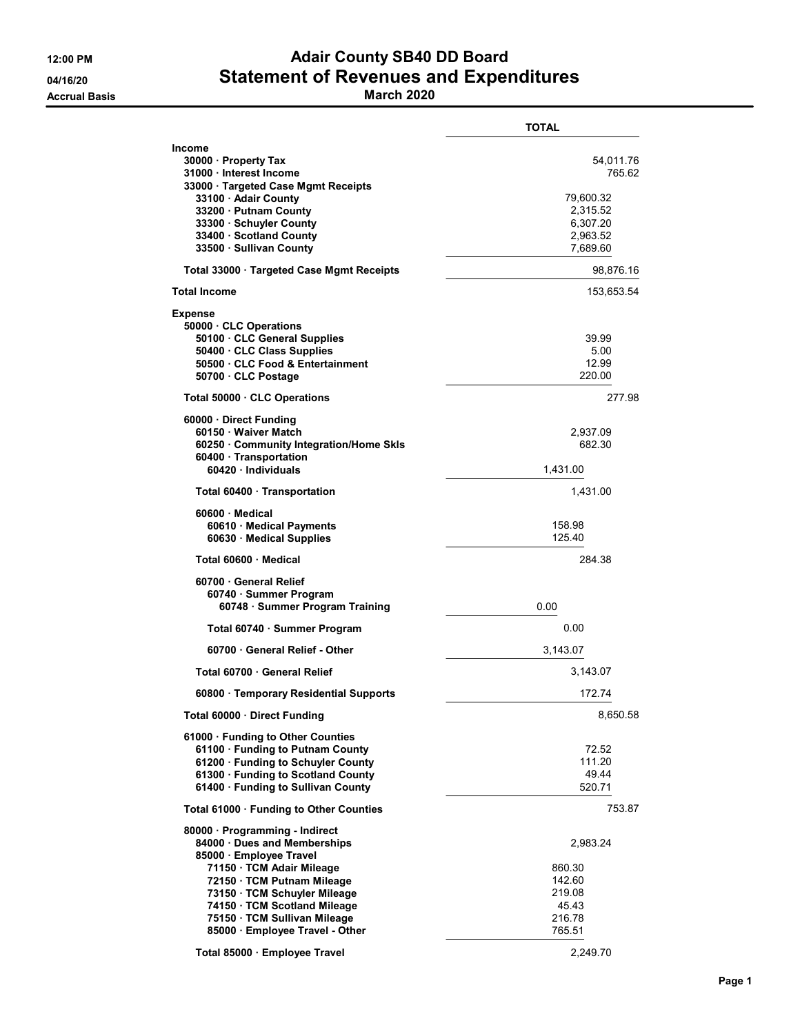# Adair County SB40 DD Board

## Statement of Revenues and Expenditures

**March 2020**

12:00 PM
04/16/20
Accrual Basis

| | TOTAL |
|---|---|
| **Income** | |
| 30000 · Property Tax | 54,011.76 |
| 31000 · Interest Income | 765.62 |
| 33000 · Targeted Case Mgmt Receipts | |
| 33100 · Adair County | 79,600.32 |
| 33200 · Putnam County | 2,315.52 |
| 33300 · Schuyler County | 6,307.20 |
| 33400 · Scotland County | 2,963.52 |
| 33500 · Sullivan County | 7,689.60 |
| Total 33000 · Targeted Case Mgmt Receipts | 98,876.16 |
| **Total Income** | 153,653.54 |
| **Expense** | |
| 50000 · CLC Operations | |
| 50100 · CLC General Supplies | 39.99 |
| 50400 · CLC Class Supplies | 5.00 |
| 50500 · CLC Food & Entertainment | 12.99 |
| 50700 · CLC Postage | 220.00 |
| Total 50000 · CLC Operations | 277.98 |
| 60000 · Direct Funding | |
| 60150 · Waiver Match | 2,937.09 |
| 60250 · Community Integration/Home Skls | 682.30 |
| 60400 · Transportation | |
| 60420 · Individuals | 1,431.00 |
| Total 60400 · Transportation | 1,431.00 |
| 60600 · Medical | |
| 60610 · Medical Payments | 158.98 |
| 60630 · Medical Supplies | 125.40 |
| Total 60600 · Medical | 284.38 |
| 60700 · General Relief | |
| 60740 · Summer Program | |
| 60748 · Summer Program Training | 0.00 |
| Total 60740 · Summer Program | 0.00 |
| 60700 · General Relief - Other | 3,143.07 |
| Total 60700 · General Relief | 3,143.07 |
| 60800 · Temporary Residential Supports | 172.74 |
| Total 60000 · Direct Funding | 8,650.58 |
| 61000 · Funding to Other Counties | |
| 61100 · Funding to Putnam County | 72.52 |
| 61200 · Funding to Schuyler County | 111.20 |
| 61300 · Funding to Scotland County | 49.44 |
| 61400 · Funding to Sullivan County | 520.71 |
| Total 61000 · Funding to Other Counties | 753.87 |
| 80000 · Programming - Indirect | |
| 84000 · Dues and Memberships | 2,983.24 |
| 85000 · Employee Travel | |
| 71150 · TCM Adair Mileage | 860.30 |
| 72150 · TCM Putnam Mileage | 142.60 |
| 73150 · TCM Schuyler Mileage | 219.08 |
| 74150 · TCM Scotland Mileage | 45.43 |
| 75150 · TCM Sullivan Mileage | 216.78 |
| 85000 · Employee Travel - Other | 765.51 |
| Total 85000 · Employee Travel | 2,249.70 |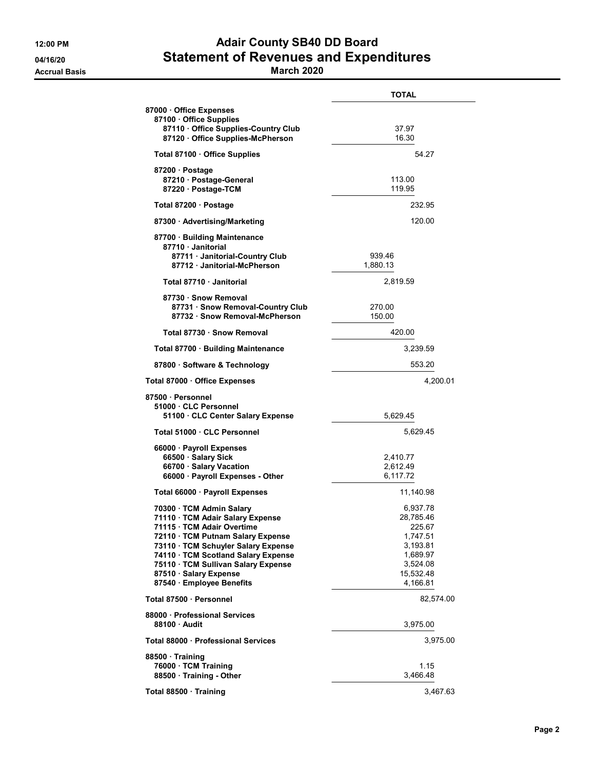# Adair County SB40 DD Board

## Statement of Revenues and Expenditures

**March 2020**

12:00 PM
04/16/20
Accrual Basis

| | TOTAL |
|---|---|
| **87000 · Office Expenses** | |
| **87100 · Office Supplies** | |
| **87110 · Office Supplies-Country Club** | 37.97 |
| **87120 · Office Supplies-McPherson** | 16.30 |
| **Total 87100 · Office Supplies** | 54.27 |
| **87200 · Postage** | |
| **87210 · Postage-General** | 113.00 |
| **87220 · Postage-TCM** | 119.95 |
| **Total 87200 · Postage** | 232.95 |
| **87300 · Advertising/Marketing** | 120.00 |
| **87700 · Building Maintenance** | |
| **87710 · Janitorial** | |
| **87711 · Janitorial-Country Club** | 939.46 |
| **87712 · Janitorial-McPherson** | 1,880.13 |
| **Total 87710 · Janitorial** | 2,819.59 |
| **87730 · Snow Removal** | |
| **87731 · Snow Removal-Country Club** | 270.00 |
| **87732 · Snow Removal-McPherson** | 150.00 |
| **Total 87730 · Snow Removal** | 420.00 |
| **Total 87700 · Building Maintenance** | 3,239.59 |
| **87800 · Software & Technology** | 553.20 |
| **Total 87000 · Office Expenses** | 4,200.01 |
| **87500 · Personnel** | |
| **51000 · CLC Personnel** | |
| **51100 · CLC Center Salary Expense** | 5,629.45 |
| **Total 51000 · CLC Personnel** | 5,629.45 |
| **66000 · Payroll Expenses** | |
| **66500 · Salary Sick** | 2,410.77 |
| **66700 · Salary Vacation** | 2,612.49 |
| **66000 · Payroll Expenses - Other** | 6,117.72 |
| **Total 66000 · Payroll Expenses** | 11,140.98 |
| **70300 · TCM Admin Salary** | 6,937.78 |
| **71110 · TCM Adair Salary Expense** | 28,785.46 |
| **71115 · TCM Adair Overtime** | 225.67 |
| **72110 · TCM Putnam Salary Expense** | 1,747.51 |
| **73110 · TCM Schuyler Salary Expense** | 3,193.81 |
| **74110 · TCM Scotland Salary Expense** | 1,689.97 |
| **75110 · TCM Sullivan Salary Expense** | 3,524.08 |
| **87510 · Salary Expense** | 15,532.48 |
| **87540 · Employee Benefits** | 4,166.81 |
| **Total 87500 · Personnel** | 82,574.00 |
| **88000 · Professional Services** | |
| **88100 · Audit** | 3,975.00 |
| **Total 88000 · Professional Services** | 3,975.00 |
| **88500 · Training** | |
| **76000 · TCM Training** | 1.15 |
| **88500 · Training - Other** | 3,466.48 |
| **Total 88500 · Training** | 3,467.63 |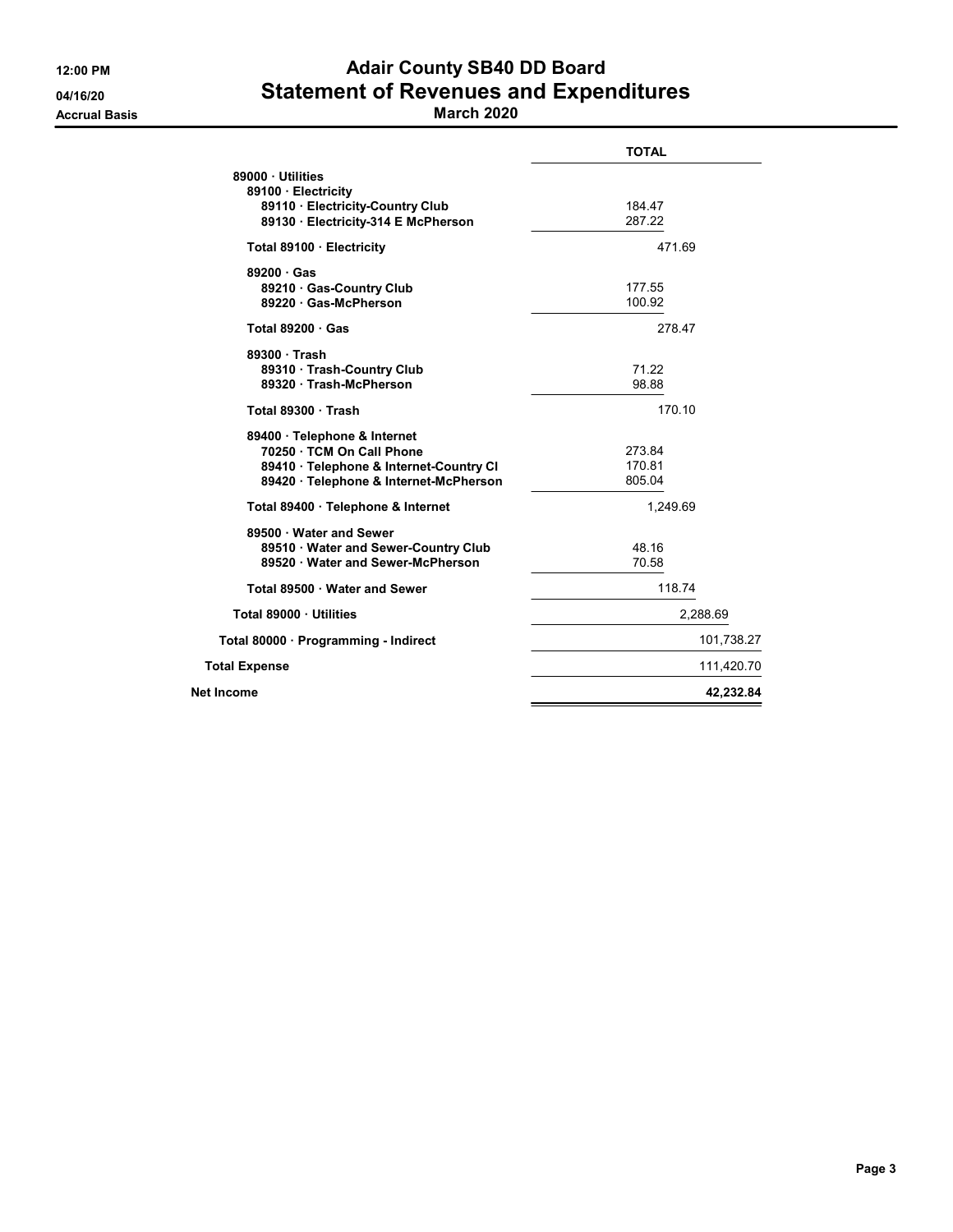# Adair County SB40 DD Board

## Statement of Revenues and Expenditures

### March 2020

12:00 PM
04/16/20
Accrual Basis

| | TOTAL |
|---|---|
| 89000 · Utilities | |
| 89100 · Electricity | |
| 89110 · Electricity-Country Club | 184.47 |
| 89130 · Electricity-314 E McPherson | 287.22 |
| Total 89100 · Electricity | 471.69 |
| 89200 · Gas | |
| 89210 · Gas-Country Club | 177.55 |
| 89220 · Gas-McPherson | 100.92 |
| Total 89200 · Gas | 278.47 |
| 89300 · Trash | |
| 89310 · Trash-Country Club | 71.22 |
| 89320 · Trash-McPherson | 98.88 |
| Total 89300 · Trash | 170.10 |
| 89400 · Telephone & Internet | |
| 70250 · TCM On Call Phone | 273.84 |
| 89410 · Telephone & Internet-Country Cl | 170.81 |
| 89420 · Telephone & Internet-McPherson | 805.04 |
| Total 89400 · Telephone & Internet | 1,249.69 |
| 89500 · Water and Sewer | |
| 89510 · Water and Sewer-Country Club | 48.16 |
| 89520 · Water and Sewer-McPherson | 70.58 |
| Total 89500 · Water and Sewer | 118.74 |
| Total 89000 · Utilities | 2,288.69 |
| Total 80000 · Programming - Indirect | 101,738.27 |
| Total Expense | 111,420.70 |
| **Net Income** | **42,232.84** |